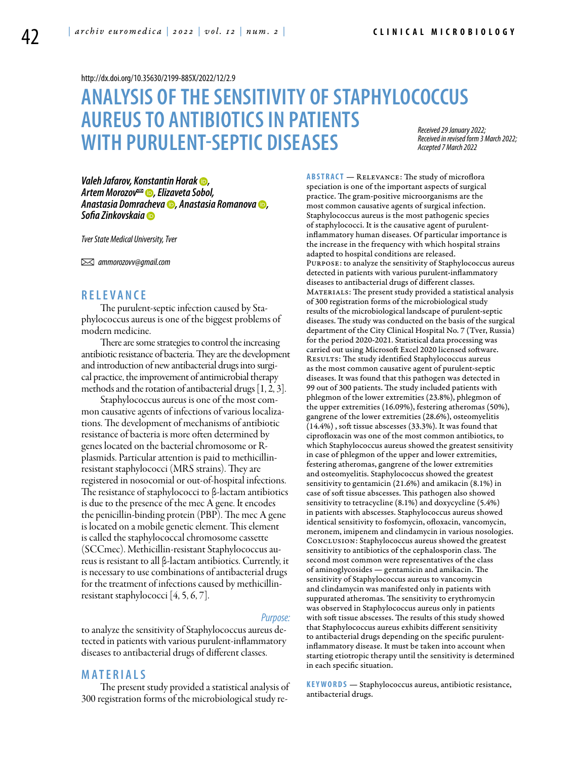http://dx.doi.org/10.35630/2199-885X/2022/12/2.9

# ANALYSIS OF THE SENSITIVITY OF STAPHYLOCOCCUS AUREUS TO ANTIBIOTICS IN PATIENTS WITH PURULENT-SEPTIC DISEASES

*Received 29 January 2022; Received in revised form 3 March 2022; Accepted 7 March 2022*

***Valeh Jafarov, Konstantin Horak, Artem Morozov✉, Elizaveta Sobol, Anastasia Domracheva, Anastasia Romanova, Sofia Zinkovskaia***

*Tver State Medical University, Tver*

✉ *ammorozovv@gmail.com*

**ABSTRACT** — Relevance: The study of microflora speciation is one of the important aspects of surgical practice. The gram-positive microorganisms are the most common causative agents of surgical infection. Staphylococcus aureus is the most pathogenic species of staphylococci. It is the causative agent of purulent-inflammatory human diseases. Of particular importance is the increase in the frequency with which hospital strains adapted to hospital conditions are released.

Purpose: to analyze the sensitivity of Staphylococcus aureus detected in patients with various purulent-inflammatory diseases to antibacterial drugs of different classes.

Materials: The present study provided a statistical analysis of 300 registration forms of the microbiological study results of the microbiological landscape of purulent-septic diseases. The study was conducted on the basis of the surgical department of the City Clinical Hospital No. 7 (Tver, Russia) for the period 2020-2021. Statistical data processing was carried out using Microsoft Excel 2020 licensed software.

Results: The study identified Staphylococcus aureus as the most common causative agent of purulent-septic diseases. It was found that this pathogen was detected in 99 out of 300 patients. The study included patients with phlegmon of the lower extremities (23.8%), phlegmon of the upper extremities (16.09%), festering atheromas (50%), gangrene of the lower extremities (28.6%), osteomyelitis (14.4%) , soft tissue abscesses (33.3%). It was found that ciprofloxacin was one of the most common antibiotics, to which Staphylococcus aureus showed the greatest sensitivity in case of phlegmon of the upper and lower extremities, festering atheromas, gangrene of the lower extremities and osteomyelitis. Staphylococcus showed the greatest sensitivity to gentamicin (21.6%) and amikacin (8.1%) in case of soft tissue abscesses. This pathogen also showed sensitivity to tetracycline (8.1%) and doxycycline (5.4%) in patients with abscesses. Staphylococcus aureus showed identical sensitivity to fosfomycin, ofloxacin, vancomycin, meronem, imipenem and clindamycin in various nosologies.

Conclusion: Staphylococcus aureus showed the greatest sensitivity to antibiotics of the cephalosporin class. The second most common were representatives of the class of aminoglycosides — gentamicin and amikacin. The sensitivity of Staphylococcus aureus to vancomycin and clindamycin was manifested only in patients with suppurated atheromas. The sensitivity to erythromycin was observed in Staphylococcus aureus only in patients with soft tissue abscesses. The results of this study showed that Staphylococcus aureus exhibits different sensitivity to antibacterial drugs depending on the specific purulent-inflammatory disease. It must be taken into account when starting etiotropic therapy until the sensitivity is determined in each specific situation.

**KEYWORDS** — Staphylococcus aureus, antibiotic resistance, antibacterial drugs.

## RELEVANCE

The purulent-septic infection caused by Staphylococcus aureus is one of the biggest problems of modern medicine.

There are some strategies to control the increasing antibiotic resistance of bacteria. They are the development and introduction of new antibacterial drugs into surgical practice, the improvement of antimicrobial therapy methods and the rotation of antibacterial drugs [1, 2, 3].

Staphylococcus aureus is one of the most common causative agents of infections of various localizations. The development of mechanisms of antibiotic resistance of bacteria is more often determined by genes located on the bacterial chromosome or R-plasmids. Particular attention is paid to methicillin-resistant staphylococci (MRS strains). They are registered in nosocomial or out-of-hospital infections. The resistance of staphylococci to β-lactam antibiotics is due to the presence of the mec A gene. It encodes the penicillin-binding protein (PBP). The mec A gene is located on a mobile genetic element. This element is called the staphylococcal chromosome cassette (SCCmec). Methicillin-resistant Staphylococcus aureus is resistant to all β-lactam antibiotics. Currently, it is necessary to use combinations of antibacterial drugs for the treatment of infections caused by methicillin-resistant staphylococci [4, 5, 6, 7].

*Purpose:*

to analyze the sensitivity of Staphylococcus aureus detected in patients with various purulent-inflammatory diseases to antibacterial drugs of different classes.

## MATERIALS

The present study provided a statistical analysis of 300 registration forms of the microbiological study re-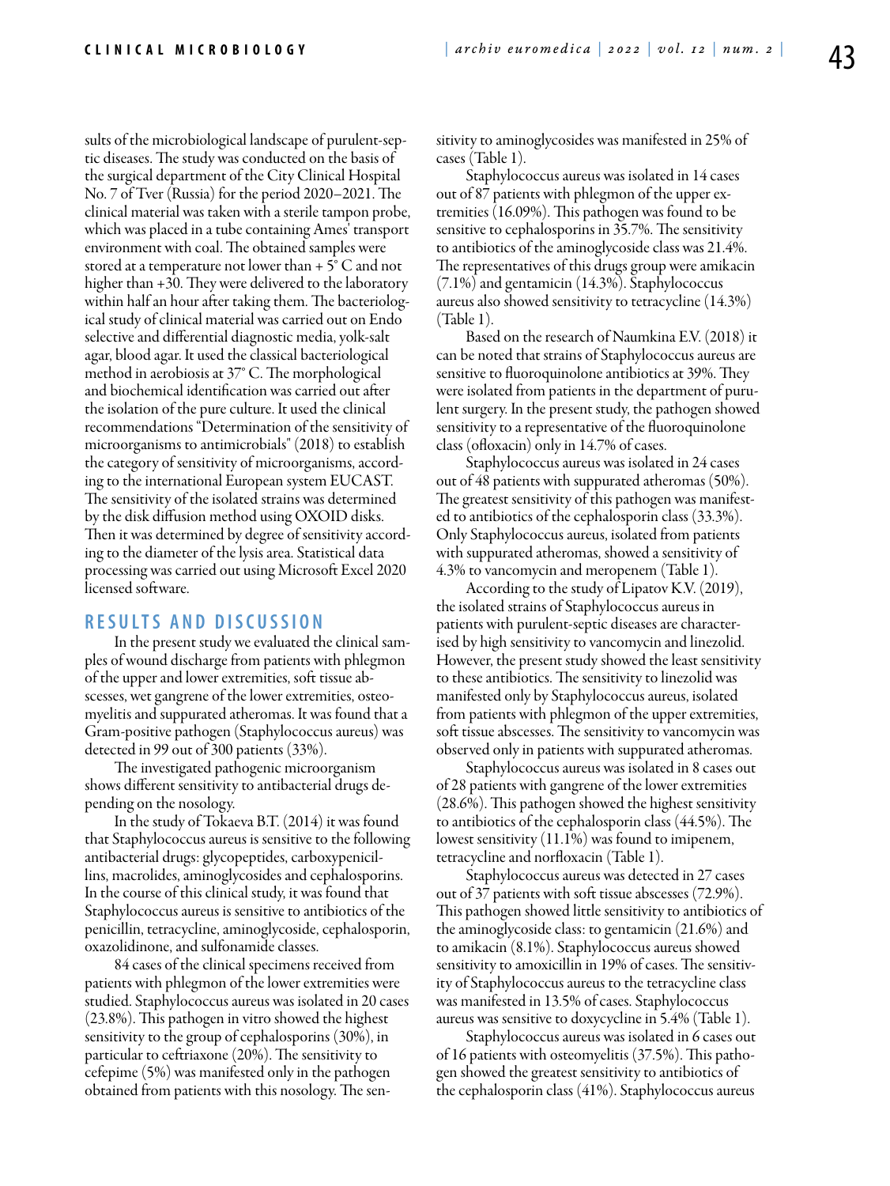sults of the microbiological landscape of purulent-septic diseases. The study was conducted on the basis of the surgical department of the City Clinical Hospital No. 7 of Tver (Russia) for the period 2020–2021. The clinical material was taken with a sterile tampon probe, which was placed in a tube containing Ames' transport environment with coal. The obtained samples were stored at a temperature not lower than + 5° C and not higher than +30. They were delivered to the laboratory within half an hour after taking them. The bacteriological study of clinical material was carried out on Endo selective and differential diagnostic media, yolk-salt agar, blood agar. It used the classical bacteriological method in aerobiosis at 37° C. The morphological and biochemical identification was carried out after the isolation of the pure culture. It used the clinical recommendations "Determination of the sensitivity of microorganisms to antimicrobials" (2018) to establish the category of sensitivity of microorganisms, according to the international European system EUCAST. The sensitivity of the isolated strains was determined by the disk diffusion method using OXOID disks. Then it was determined by degree of sensitivity according to the diameter of the lysis area. Statistical data processing was carried out using Microsoft Excel 2020 licensed software.

## RESULTS AND DISCUSSION

In the present study we evaluated the clinical samples of wound discharge from patients with phlegmon of the upper and lower extremities, soft tissue abscesses, wet gangrene of the lower extremities, osteomyelitis and suppurated atheromas. It was found that a Gram-positive pathogen (Staphylococcus aureus) was detected in 99 out of 300 patients (33%).

The investigated pathogenic microorganism shows different sensitivity to antibacterial drugs depending on the nosology.

In the study of Tokaeva B.T. (2014) it was found that Staphylococcus aureus is sensitive to the following antibacterial drugs: glycopeptides, carboxypenicillins, macrolides, aminoglycosides and cephalosporins. In the course of this clinical study, it was found that Staphylococcus aureus is sensitive to antibiotics of the penicillin, tetracycline, aminoglycoside, cephalosporin, oxazolidinone, and sulfonamide classes.

84 cases of the clinical specimens received from patients with phlegmon of the lower extremities were studied. Staphylococcus aureus was isolated in 20 cases (23.8%). This pathogen in vitro showed the highest sensitivity to the group of cephalosporins (30%), in particular to ceftriaxone (20%). The sensitivity to cefepime (5%) was manifested only in the pathogen obtained from patients with this nosology. The sensitivity to aminoglycosides was manifested in 25% of cases (Table 1).

Staphylococcus aureus was isolated in 14 cases out of 87 patients with phlegmon of the upper extremities (16.09%). This pathogen was found to be sensitive to cephalosporins in 35.7%. The sensitivity to antibiotics of the aminoglycoside class was 21.4%. The representatives of this drugs group were amikacin (7.1%) and gentamicin (14.3%). Staphylococcus aureus also showed sensitivity to tetracycline (14.3%) (Table 1).

Based on the research of Naumkina E.V. (2018) it can be noted that strains of Staphylococcus aureus are sensitive to fluoroquinolone antibiotics at 39%. They were isolated from patients in the department of purulent surgery. In the present study, the pathogen showed sensitivity to a representative of the fluoroquinolone class (ofloxacin) only in 14.7% of cases.

Staphylococcus aureus was isolated in 24 cases out of 48 patients with suppurated atheromas (50%). The greatest sensitivity of this pathogen was manifested to antibiotics of the cephalosporin class (33.3%). Only Staphylococcus aureus, isolated from patients with suppurated atheromas, showed a sensitivity of 4.3% to vancomycin and meropenem (Table 1).

According to the study of Lipatov K.V. (2019), the isolated strains of Staphylococcus aureus in patients with purulent-septic diseases are characterised by high sensitivity to vancomycin and linezolid. However, the present study showed the least sensitivity to these antibiotics. The sensitivity to linezolid was manifested only by Staphylococcus aureus, isolated from patients with phlegmon of the upper extremities, soft tissue abscesses. The sensitivity to vancomycin was observed only in patients with suppurated atheromas.

Staphylococcus aureus was isolated in 8 cases out of 28 patients with gangrene of the lower extremities (28.6%). This pathogen showed the highest sensitivity to antibiotics of the cephalosporin class (44.5%). The lowest sensitivity (11.1%) was found to imipenem, tetracycline and norfloxacin (Table 1).

Staphylococcus aureus was detected in 27 cases out of 37 patients with soft tissue abscesses (72.9%). This pathogen showed little sensitivity to antibiotics of the aminoglycoside class: to gentamicin (21.6%) and to amikacin (8.1%). Staphylococcus aureus showed sensitivity to amoxicillin in 19% of cases. The sensitivity of Staphylococcus aureus to the tetracycline class was manifested in 13.5% of cases. Staphylococcus aureus was sensitive to doxycycline in 5.4% (Table 1).

Staphylococcus aureus was isolated in 6 cases out of 16 patients with osteomyelitis (37.5%). This pathogen showed the greatest sensitivity to antibiotics of the cephalosporin class (41%). Staphylococcus aureus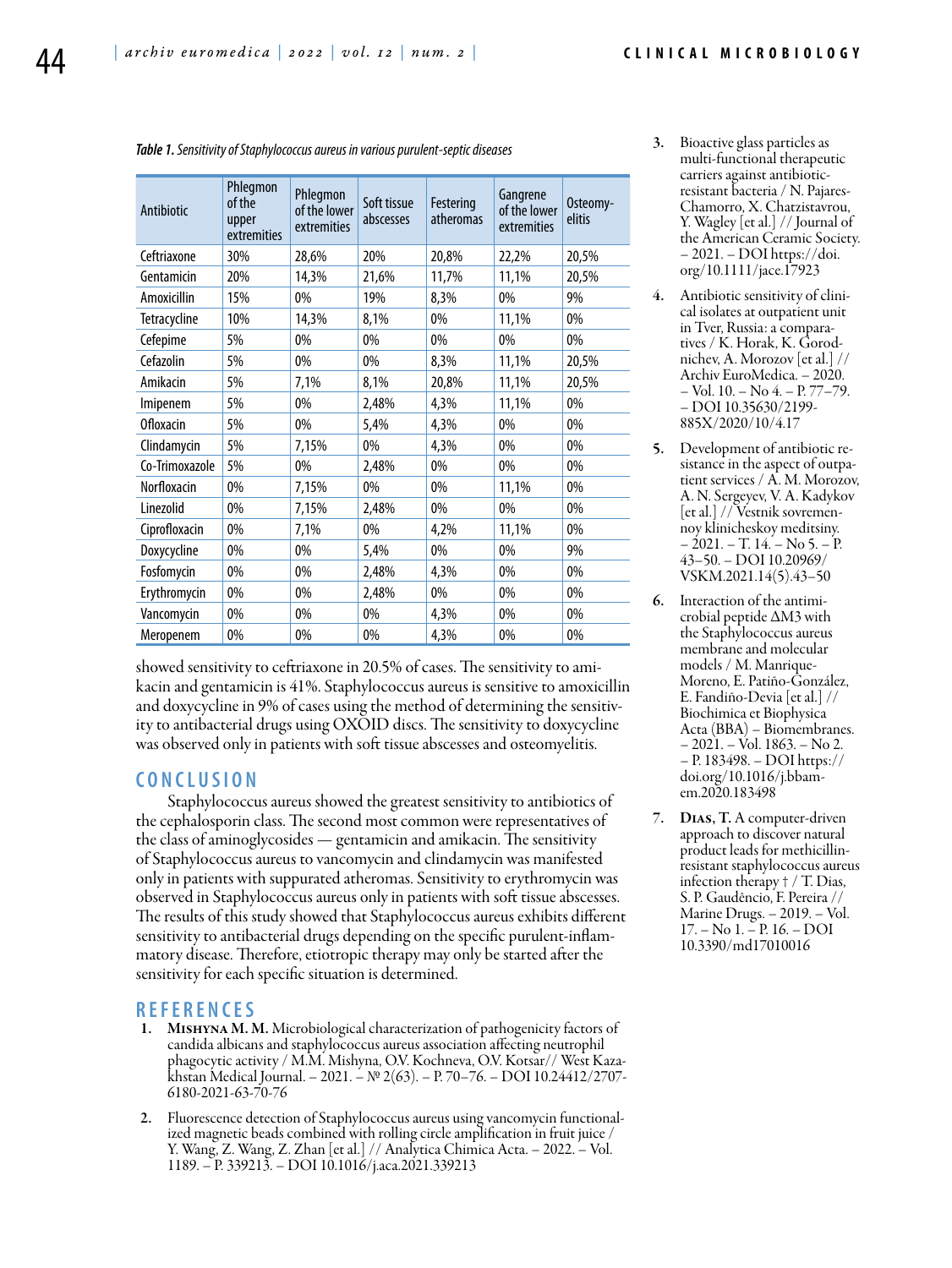*Table 1. Sensitivity of Staphylococcus aureus in various purulent-septic diseases*

| Antibiotic | Phlegmon of the upper extremities | Phlegmon of the lower extremities | Soft tissue abscesses | Festering atheromas | Gangrene of the lower extremities | Osteomyelitis |
|---|---|---|---|---|---|---|
| Ceftriaxone | 30% | 28,6% | 20% | 20,8% | 22,2% | 20,5% |
| Gentamicin | 20% | 14,3% | 21,6% | 11,7% | 11,1% | 20,5% |
| Amoxicillin | 15% | 0% | 19% | 8,3% | 0% | 9% |
| Tetracycline | 10% | 14,3% | 8,1% | 0% | 11,1% | 0% |
| Cefepime | 5% | 0% | 0% | 0% | 0% | 0% |
| Cefazolin | 5% | 0% | 0% | 8,3% | 11,1% | 20,5% |
| Amikacin | 5% | 7,1% | 8,1% | 20,8% | 11,1% | 20,5% |
| Imipenem | 5% | 0% | 2,48% | 4,3% | 11,1% | 0% |
| Ofloxacin | 5% | 0% | 5,4% | 4,3% | 0% | 0% |
| Clindamycin | 5% | 7,15% | 0% | 4,3% | 0% | 0% |
| Co-Trimoxazole | 5% | 0% | 2,48% | 0% | 0% | 0% |
| Norfloxacin | 0% | 7,15% | 0% | 0% | 11,1% | 0% |
| Linezolid | 0% | 7,15% | 2,48% | 0% | 0% | 0% |
| Ciprofloxacin | 0% | 7,1% | 0% | 4,2% | 11,1% | 0% |
| Doxycycline | 0% | 0% | 5,4% | 0% | 0% | 9% |
| Fosfomycin | 0% | 0% | 2,48% | 4,3% | 0% | 0% |
| Erythromycin | 0% | 0% | 2,48% | 0% | 0% | 0% |
| Vancomycin | 0% | 0% | 0% | 4,3% | 0% | 0% |
| Meropenem | 0% | 0% | 0% | 4,3% | 0% | 0% |

showed sensitivity to ceftriaxone in 20.5% of cases. The sensitivity to amikacin and gentamicin is 41%. Staphylococcus aureus is sensitive to amoxicillin and doxycycline in 9% of cases using the method of determining the sensitivity to antibacterial drugs using OXOID discs. The sensitivity to doxycycline was observed only in patients with soft tissue abscesses and osteomyelitis.

## CONCLUSION

Staphylococcus aureus showed the greatest sensitivity to antibiotics of the cephalosporin class. The second most common were representatives of the class of aminoglycosides — gentamicin and amikacin. The sensitivity of Staphylococcus aureus to vancomycin and clindamycin was manifested only in patients with suppurated atheromas. Sensitivity to erythromycin was observed in Staphylococcus aureus only in patients with soft tissue abscesses. The results of this study showed that Staphylococcus aureus exhibits different sensitivity to antibacterial drugs depending on the specific purulent-inflammatory disease. Therefore, etiotropic therapy may only be started after the sensitivity for each specific situation is determined.

## REFERENCES

1. **Mishyna M. M.** Microbiological characterization of pathogenicity factors of candida albicans and staphylococcus aureus association affecting neutrophil phagocytic activity / M.M. Mishyna, O.V. Kochneva, O.V. Kotsar// West Kazakhstan Medical Journal. – 2021. – № 2(63). – P. 70–76. – DOI 10.24412/2707-6180-2021-63-70-76
2. Fluorescence detection of Staphylococcus aureus using vancomycin functionalized magnetic beads combined with rolling circle amplification in fruit juice / Y. Wang, Z. Wang, Z. Zhan [et al.] // Analytica Chimica Acta. – 2022. – Vol. 1189. – P. 339213. – DOI 10.1016/j.aca.2021.339213
3. Bioactive glass particles as multi-functional therapeutic carriers against antibiotic-resistant bacteria / N. Pajares-Chamorro, X. Chatzistavrou, Y. Wagley [et al.] // Journal of the American Ceramic Society. – 2021. – DOI https://doi.org/10.1111/jace.17923
4. Antibiotic sensitivity of clinical isolates at outpatient unit in Tver, Russia: a comparatives / K. Horak, K. Gorodnichev, A. Morozov [et al.] // Archiv EuroMedica. – 2020. – Vol. 10. – No 4. – P. 77–79. – DOI 10.35630/2199-885X/2020/10/4.17
5. Development of antibiotic resistance in the aspect of outpatient services / A. M. Morozov, A. N. Sergeyev, V. A. Kadykov [et al.] // Vestnik sovremennoy klinicheskoy meditsiny. – 2021. – T. 14. – No 5. – P. 43–50. – DOI 10.20969/VSKM.2021.14(5).43–50
6. Interaction of the antimicrobial peptide ΔM3 with the Staphylococcus aureus membrane and molecular models / M. Manrique-Moreno, E. Patiño-González, E. Fandiño-Devia [et al.] // Biochimica et Biophysica Acta (BBA) – Biomembranes. – 2021. – Vol. 1863. – No 2. – P. 183498. – DOI https://doi.org/10.1016/j.bbamem.2020.183498
7. **Dias, T.** A computer-driven approach to discover natural product leads for methicillin-resistant staphylococcus aureus infection therapy † / T. Dias, S. P. Gaudêncio, F. Pereira // Marine Drugs. – 2019. – Vol. 17. – No 1. – P. 16. – DOI 10.3390/md17010016